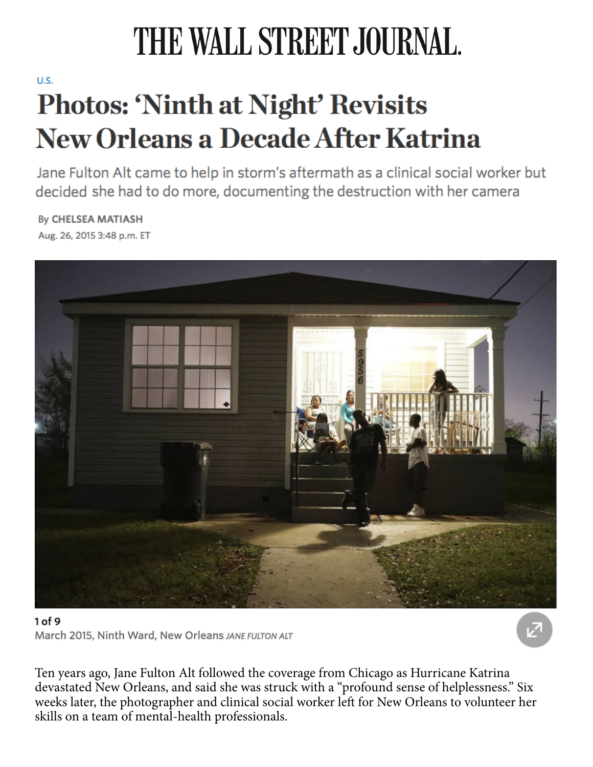# THE WALL STREET JOURNAL.

U.S.

## Photos: 'Ninth at Night' Revisits New Orleans a Decade After Katrina

Jane Fulton Alt came to help in storm's aftermath as a clinical social worker but decided she had to do more, documenting the destruction with her camera

By **CHELSEA MATIASH**

Aug. 26, 2015 3:48 p.m. ET

**1 of 9**

March 2015, Ninth Ward, New Orleans *JANE FULTON ALT*

Ten years ago, Jane Fulton Alt followed the coverage from Chicago as Hurricane Katrina devastated New Orleans, and said she was struck with a "profound sense of helplessness." Six weeks later, the photographer and clinical social worker left for New Orleans to volunteer her skills on a team of mental-health professionals.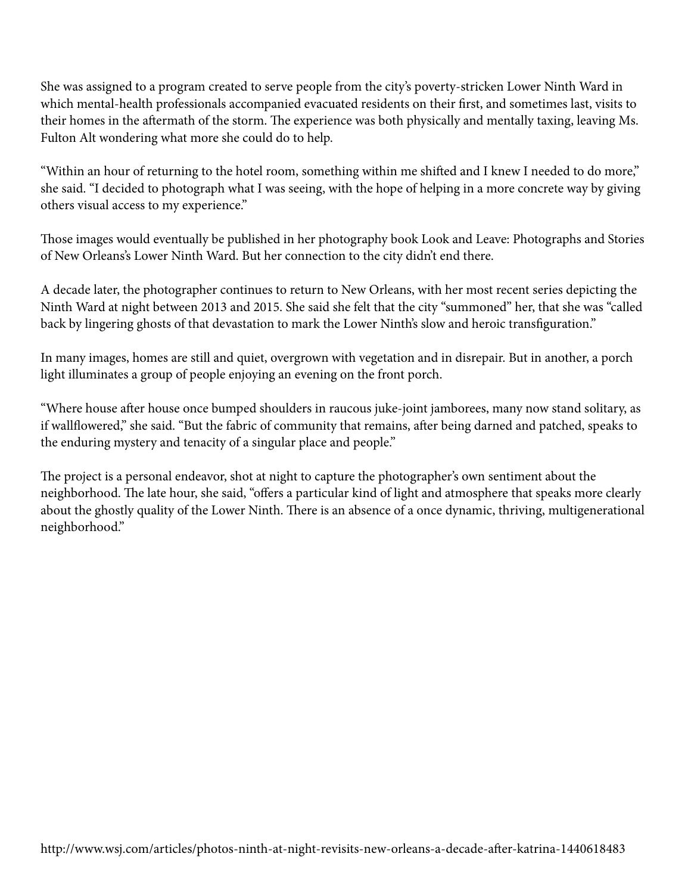She was assigned to a program created to serve people from the city's poverty-stricken Lower Ninth Ward in which mental-health professionals accompanied evacuated residents on their first, and sometimes last, visits to their homes in the aftermath of the storm. The experience was both physically and mentally taxing, leaving Ms. Fulton Alt wondering what more she could do to help.

"Within an hour of returning to the hotel room, something within me shifted and I knew I needed to do more," she said. "I decided to photograph what I was seeing, with the hope of helping in a more concrete way by giving others visual access to my experience."

Those images would eventually be published in her photography book Look and Leave: Photographs and Stories of New Orleans's Lower Ninth Ward. But her connection to the city didn't end there.

A decade later, the photographer continues to return to New Orleans, with her most recent series depicting the Ninth Ward at night between 2013 and 2015. She said she felt that the city "summoned" her, that she was "called back by lingering ghosts of that devastation to mark the Lower Ninth's slow and heroic transfiguration."

In many images, homes are still and quiet, overgrown with vegetation and in disrepair. But in another, a porch light illuminates a group of people enjoying an evening on the front porch.

"Where house after house once bumped shoulders in raucous juke-joint jamborees, many now stand solitary, as if wallflowered," she said. "But the fabric of community that remains, after being darned and patched, speaks to the enduring mystery and tenacity of a singular place and people."

The project is a personal endeavor, shot at night to capture the photographer's own sentiment about the neighborhood. The late hour, she said, "offers a particular kind of light and atmosphere that speaks more clearly about the ghostly quality of the Lower Ninth. There is an absence of a once dynamic, thriving, multigenerational neighborhood."

http://www.wsj.com/articles/photos-ninth-at-night-revisits-new-orleans-a-decade-after-katrina-1440618483